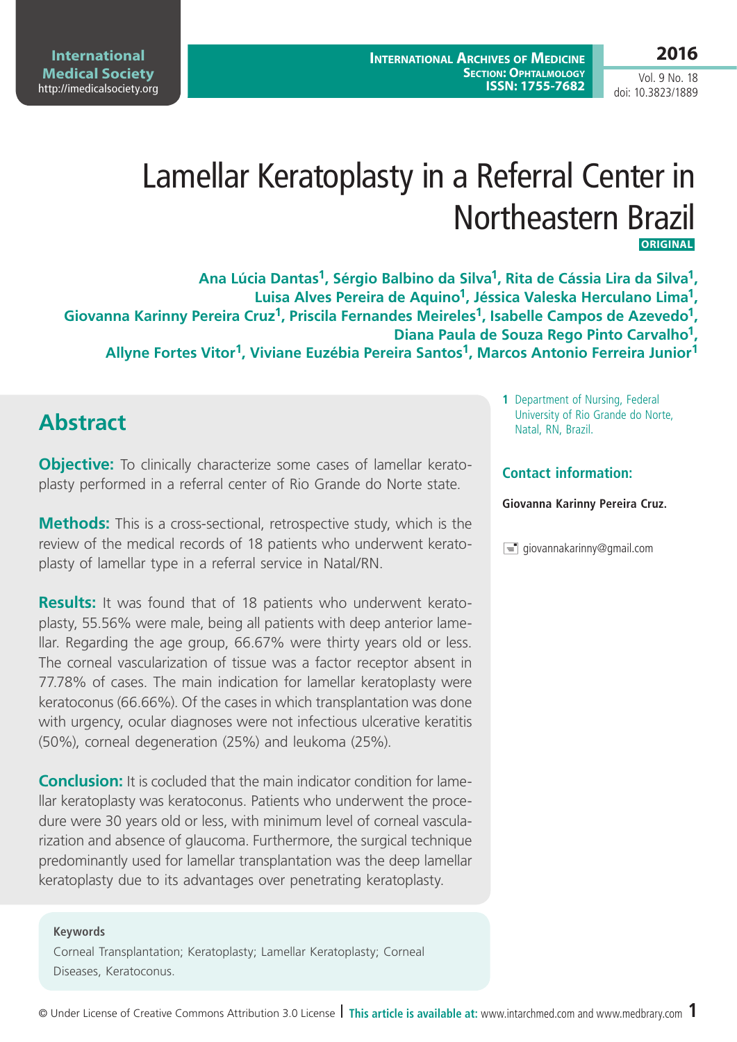# Lamellar Keratoplasty in a Referral Center in Northeastern Brazil

ORIGINAL

**Ana Lúcia Dantas[1], Sérgio Balbino da Silva[1], Rita de Cássia Lira da Silva[1], Luisa Alves Pereira de Aquino[1], Jéssica Valeska Herculano Lima[1], Giovanna Karinny Pereira Cruz[1], Priscila Fernandes Meireles[1], Isabelle Campos de Azevedo[1], Diana Paula de Souza Rego Pinto Carvalho[1], Allyne Fortes Vitor[1], Viviane Euzébia Pereira Santos[1], Marcos Antonio Ferreira Junior[1]**

## Abstract

**Objective:** To clinically characterize some cases of lamellar keratoplasty performed in a referral center of Rio Grande do Norte state.

**Methods:** This is a cross-sectional, retrospective study, which is the review of the medical records of 18 patients who underwent keratoplasty of lamellar type in a referral service in Natal/RN.

**Results:** It was found that of 18 patients who underwent keratoplasty, 55.56% were male, being all patients with deep anterior lamellar. Regarding the age group, 66.67% were thirty years old or less. The corneal vascularization of tissue was a factor receptor absent in 77.78% of cases. The main indication for lamellar keratoplasty were keratoconus (66.66%). Of the cases in which transplantation was done with urgency, ocular diagnoses were not infectious ulcerative keratitis (50%), corneal degeneration (25%) and leukoma (25%).

**Conclusion:** It is cocluded that the main indicator condition for lamellar keratoplasty was keratoconus. Patients who underwent the procedure were 30 years old or less, with minimum level of corneal vascularization and absence of glaucoma. Furthermore, the surgical technique predominantly used for lamellar transplantation was the deep lamellar keratoplasty due to its advantages over penetrating keratoplasty.

**Keywords**

Corneal Transplantation; Keratoplasty; Lamellar Keratoplasty; Corneal Diseases, Keratoconus.

**1** Department of Nursing, Federal University of Rio Grande do Norte, Natal, RN, Brazil.

**Contact information:**

**Giovanna Karinny Pereira Cruz.**

giovannakarinny@gmail.com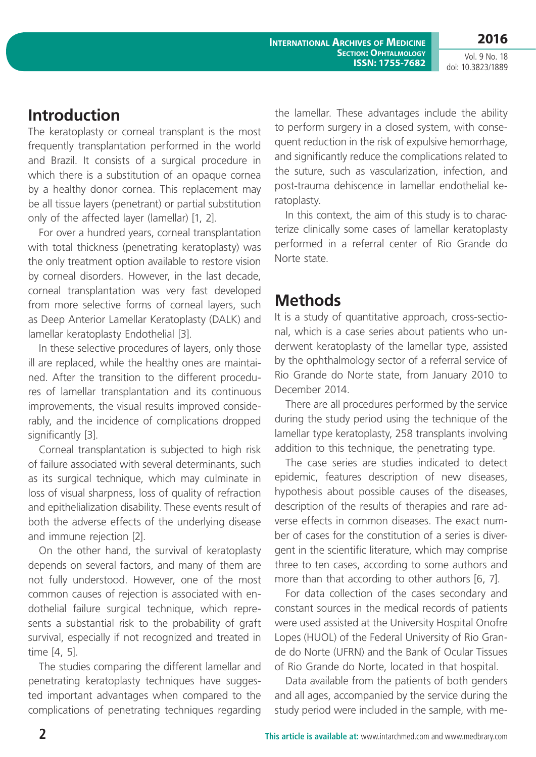## Introduction

The keratoplasty or corneal transplant is the most frequently transplantation performed in the world and Brazil. It consists of a surgical procedure in which there is a substitution of an opaque cornea by a healthy donor cornea. This replacement may be all tissue layers (penetrant) or partial substitution only of the affected layer (lamellar) [1, 2].

For over a hundred years, corneal transplantation with total thickness (penetrating keratoplasty) was the only treatment option available to restore vision by corneal disorders. However, in the last decade, corneal transplantation was very fast developed from more selective forms of corneal layers, such as Deep Anterior Lamellar Keratoplasty (DALK) and lamellar keratoplasty Endothelial [3].

In these selective procedures of layers, only those ill are replaced, while the healthy ones are maintained. After the transition to the different procedures of lamellar transplantation and its continuous improvements, the visual results improved considerably, and the incidence of complications dropped significantly [3].

Corneal transplantation is subjected to high risk of failure associated with several determinants, such as its surgical technique, which may culminate in loss of visual sharpness, loss of quality of refraction and epithelialization disability. These events result of both the adverse effects of the underlying disease and immune rejection [2].

On the other hand, the survival of keratoplasty depends on several factors, and many of them are not fully understood. However, one of the most common causes of rejection is associated with endothelial failure surgical technique, which represents a substantial risk to the probability of graft survival, especially if not recognized and treated in time [4, 5].

The studies comparing the different lamellar and penetrating keratoplasty techniques have suggested important advantages when compared to the complications of penetrating techniques regarding the lamellar. These advantages include the ability to perform surgery in a closed system, with consequent reduction in the risk of expulsive hemorrhage, and significantly reduce the complications related to the suture, such as vascularization, infection, and post-trauma dehiscence in lamellar endothelial keratoplasty.

In this context, the aim of this study is to characterize clinically some cases of lamellar keratoplasty performed in a referral center of Rio Grande do Norte state.

## Methods

It is a study of quantitative approach, cross-sectional, which is a case series about patients who underwent keratoplasty of the lamellar type, assisted by the ophthalmology sector of a referral service of Rio Grande do Norte state, from January 2010 to December 2014.

There are all procedures performed by the service during the study period using the technique of the lamellar type keratoplasty, 258 transplants involving addition to this technique, the penetrating type.

The case series are studies indicated to detect epidemic, features description of new diseases, hypothesis about possible causes of the diseases, description of the results of therapies and rare adverse effects in common diseases. The exact number of cases for the constitution of a series is divergent in the scientific literature, which may comprise three to ten cases, according to some authors and more than that according to other authors [6, 7].

For data collection of the cases secondary and constant sources in the medical records of patients were used assisted at the University Hospital Onofre Lopes (HUOL) of the Federal University of Rio Grande do Norte (UFRN) and the Bank of Ocular Tissues of Rio Grande do Norte, located in that hospital.

Data available from the patients of both genders and all ages, accompanied by the service during the study period were included in the sample, with me-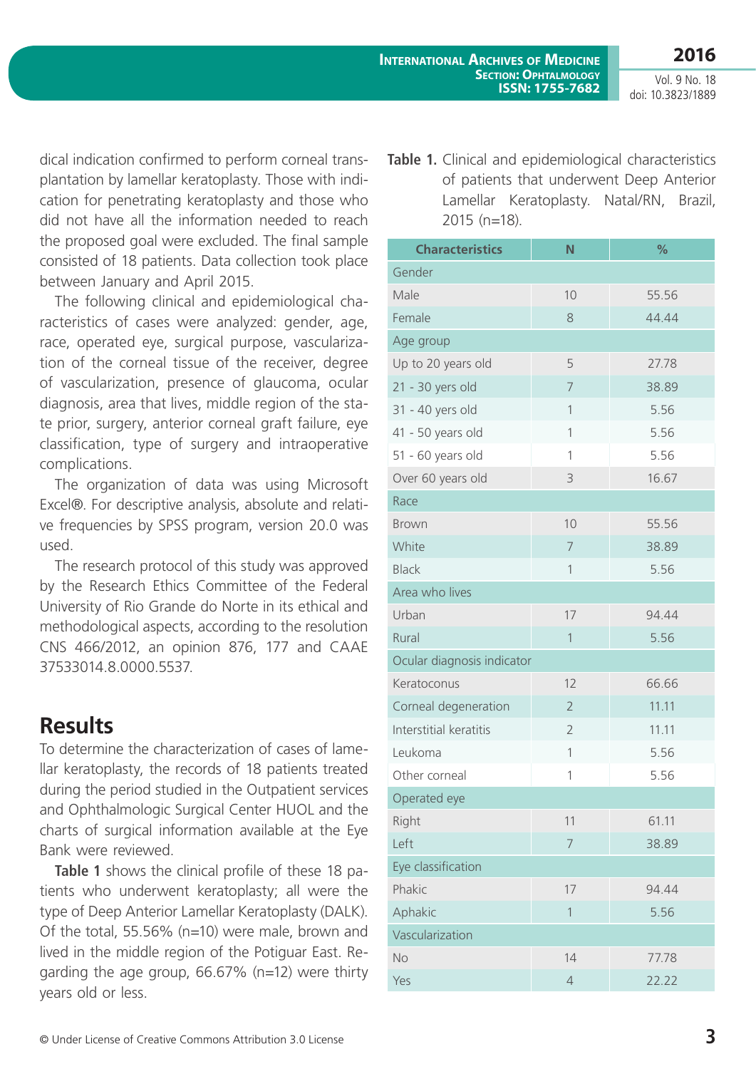dical indication confirmed to perform corneal transplantation by lamellar keratoplasty. Those with indication for penetrating keratoplasty and those who did not have all the information needed to reach the proposed goal were excluded. The final sample consisted of 18 patients. Data collection took place between January and April 2015.

The following clinical and epidemiological characteristics of cases were analyzed: gender, age, race, operated eye, surgical purpose, vascularization of the corneal tissue of the receiver, degree of vascularization, presence of glaucoma, ocular diagnosis, area that lives, middle region of the state prior, surgery, anterior corneal graft failure, eye classification, type of surgery and intraoperative complications.

The organization of data was using Microsoft Excel®. For descriptive analysis, absolute and relative frequencies by SPSS program, version 20.0 was used.

The research protocol of this study was approved by the Research Ethics Committee of the Federal University of Rio Grande do Norte in its ethical and methodological aspects, according to the resolution CNS 466/2012, an opinion 876, 177 and CAAE 37533014.8.0000.5537.

## Results

To determine the characterization of cases of lamellar keratoplasty, the records of 18 patients treated during the period studied in the Outpatient services and Ophthalmologic Surgical Center HUOL and the charts of surgical information available at the Eye Bank were reviewed.

**Table 1** shows the clinical profile of these 18 patients who underwent keratoplasty; all were the type of Deep Anterior Lamellar Keratoplasty (DALK). Of the total, 55.56% (n=10) were male, brown and lived in the middle region of the Potiguar East. Regarding the age group, 66.67% (n=12) were thirty years old or less.

**Table 1.** Clinical and epidemiological characteristics of patients that underwent Deep Anterior Lamellar Keratoplasty. Natal/RN, Brazil, 2015 (n=18).

| Characteristics | N | % |
|---|---|---|
| Gender | | |
| Male | 10 | 55.56 |
| Female | 8 | 44.44 |
| Age group | | |
| Up to 20 years old | 5 | 27.78 |
| 21 - 30 yers old | 7 | 38.89 |
| 31 - 40 yers old | 1 | 5.56 |
| 41 - 50 years old | 1 | 5.56 |
| 51 - 60 years old | 1 | 5.56 |
| Over 60 years old | 3 | 16.67 |
| Race | | |
| Brown | 10 | 55.56 |
| White | 7 | 38.89 |
| Black | 1 | 5.56 |
| Area who lives | | |
| Urban | 17 | 94.44 |
| Rural | 1 | 5.56 |
| Ocular diagnosis indicator | | |
| Keratoconus | 12 | 66.66 |
| Corneal degeneration | 2 | 11.11 |
| Interstitial keratitis | 2 | 11.11 |
| Leukoma | 1 | 5.56 |
| Other corneal | 1 | 5.56 |
| Operated eye | | |
| Right | 11 | 61.11 |
| Left | 7 | 38.89 |
| Eye classification | | |
| Phakic | 17 | 94.44 |
| Aphakic | 1 | 5.56 |
| Vascularization | | |
| No | 14 | 77.78 |
| Yes | 4 | 22.22 |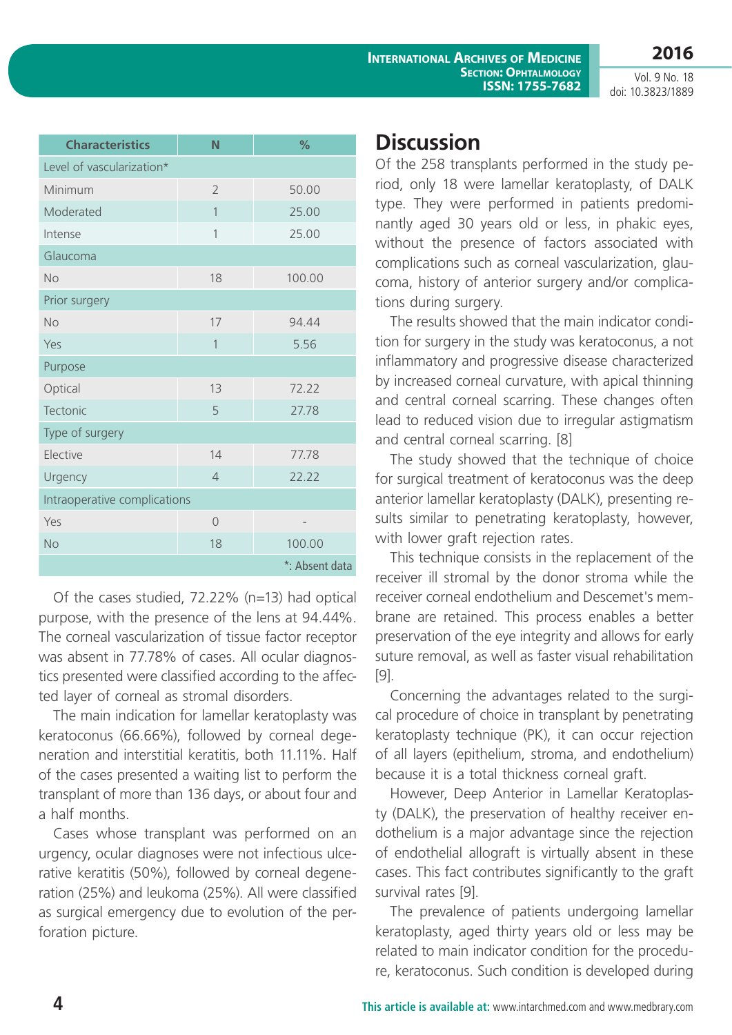| Characteristics | N | % |
|---|---|---|
| Level of vascularization* | | |
| Minimum | 2 | 50.00 |
| Moderated | 1 | 25.00 |
| Intense | 1 | 25.00 |
| Glaucoma | | |
| No | 18 | 100.00 |
| Prior surgery | | |
| No | 17 | 94.44 |
| Yes | 1 | 5.56 |
| Purpose | | |
| Optical | 13 | 72.22 |
| Tectonic | 5 | 27.78 |
| Type of surgery | | |
| Elective | 14 | 77.78 |
| Urgency | 4 | 22.22 |
| Intraoperative complications | | |
| Yes | 0 | - |
| No | 18 | 100.00 |
| | | *: Absent data |

Of the cases studied, 72.22% (n=13) had optical purpose, with the presence of the lens at 94.44%. The corneal vascularization of tissue factor receptor was absent in 77.78% of cases. All ocular diagnostics presented were classified according to the affected layer of corneal as stromal disorders.

The main indication for lamellar keratoplasty was keratoconus (66.66%), followed by corneal degeneration and interstitial keratitis, both 11.11%. Half of the cases presented a waiting list to perform the transplant of more than 136 days, or about four and a half months.

Cases whose transplant was performed on an urgency, ocular diagnoses were not infectious ulcerative keratitis (50%), followed by corneal degeneration (25%) and leukoma (25%). All were classified as surgical emergency due to evolution of the perforation picture.

# Discussion

Of the 258 transplants performed in the study period, only 18 were lamellar keratoplasty, of DALK type. They were performed in patients predominantly aged 30 years old or less, in phakic eyes, without the presence of factors associated with complications such as corneal vascularization, glaucoma, history of anterior surgery and/or complications during surgery.

The results showed that the main indicator condition for surgery in the study was keratoconus, a not inflammatory and progressive disease characterized by increased corneal curvature, with apical thinning and central corneal scarring. These changes often lead to reduced vision due to irregular astigmatism and central corneal scarring. [8]

The study showed that the technique of choice for surgical treatment of keratoconus was the deep anterior lamellar keratoplasty (DALK), presenting results similar to penetrating keratoplasty, however, with lower graft rejection rates.

This technique consists in the replacement of the receiver ill stromal by the donor stroma while the receiver corneal endothelium and Descemet's membrane are retained. This process enables a better preservation of the eye integrity and allows for early suture removal, as well as faster visual rehabilitation [9].

Concerning the advantages related to the surgical procedure of choice in transplant by penetrating keratoplasty technique (PK), it can occur rejection of all layers (epithelium, stroma, and endothelium) because it is a total thickness corneal graft.

However, Deep Anterior in Lamellar Keratoplasty (DALK), the preservation of healthy receiver endothelium is a major advantage since the rejection of endothelial allograft is virtually absent in these cases. This fact contributes significantly to the graft survival rates [9].

The prevalence of patients undergoing lamellar keratoplasty, aged thirty years old or less may be related to main indicator condition for the procedure, keratoconus. Such condition is developed during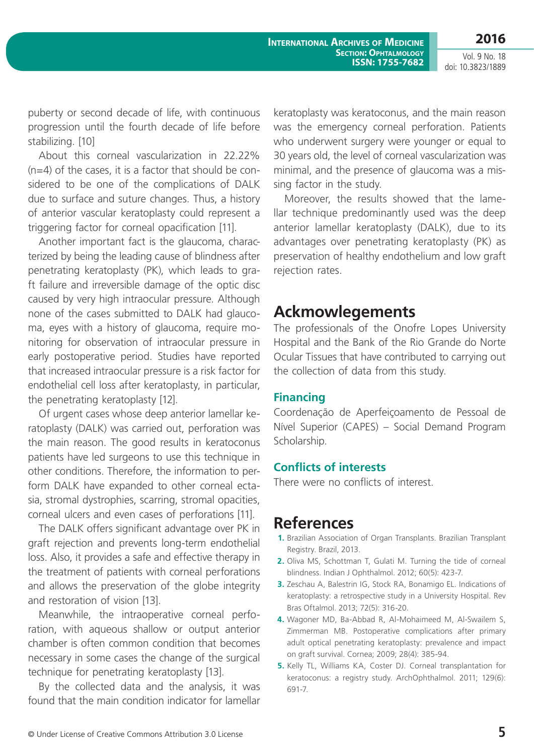puberty or second decade of life, with continuous progression until the fourth decade of life before stabilizing. [10]

About this corneal vascularization in 22.22% (n=4) of the cases, it is a factor that should be considered to be one of the complications of DALK due to surface and suture changes. Thus, a history of anterior vascular keratoplasty could represent a triggering factor for corneal opacification [11].

Another important fact is the glaucoma, characterized by being the leading cause of blindness after penetrating keratoplasty (PK), which leads to graft failure and irreversible damage of the optic disc caused by very high intraocular pressure. Although none of the cases submitted to DALK had glaucoma, eyes with a history of glaucoma, require monitoring for observation of intraocular pressure in early postoperative period. Studies have reported that increased intraocular pressure is a risk factor for endothelial cell loss after keratoplasty, in particular, the penetrating keratoplasty [12].

Of urgent cases whose deep anterior lamellar keratoplasty (DALK) was carried out, perforation was the main reason. The good results in keratoconus patients have led surgeons to use this technique in other conditions. Therefore, the information to perform DALK have expanded to other corneal ectasia, stromal dystrophies, scarring, stromal opacities, corneal ulcers and even cases of perforations [11].

The DALK offers significant advantage over PK in graft rejection and prevents long-term endothelial loss. Also, it provides a safe and effective therapy in the treatment of patients with corneal perforations and allows the preservation of the globe integrity and restoration of vision [13].

Meanwhile, the intraoperative corneal perforation, with aqueous shallow or output anterior chamber is often common condition that becomes necessary in some cases the change of the surgical technique for penetrating keratoplasty [13].

By the collected data and the analysis, it was found that the main condition indicator for lamellar keratoplasty was keratoconus, and the main reason was the emergency corneal perforation. Patients who underwent surgery were younger or equal to 30 years old, the level of corneal vascularization was minimal, and the presence of glaucoma was a missing factor in the study.

Moreover, the results showed that the lamellar technique predominantly used was the deep anterior lamellar keratoplasty (DALK), due to its advantages over penetrating keratoplasty (PK) as preservation of healthy endothelium and low graft rejection rates.

## Ackmowlegements

The professionals of the Onofre Lopes University Hospital and the Bank of the Rio Grande do Norte Ocular Tissues that have contributed to carrying out the collection of data from this study.

### Financing

Coordenação de Aperfeiçoamento de Pessoal de Nível Superior (CAPES) – Social Demand Program Scholarship.

### Conflicts of interests

There were no conflicts of interest.

## References

1. Brazilian Association of Organ Transplants. Brazilian Transplant Registry. Brazil, 2013.
2. Oliva MS, Schottman T, Gulati M. Turning the tide of corneal blindness. Indian J Ophthalmol. 2012; 60(5): 423-7.
3. Zeschau A, Balestrin IG, Stock RA, Bonamigo EL. Indications of keratoplasty: a retrospective study in a University Hospital. Rev Bras Oftalmol. 2013; 72(5): 316-20.
4. Wagoner MD, Ba-Abbad R, Al-Mohaimeed M, Al-Swailem S, Zimmerman MB. Postoperative complications after primary adult optical penetrating keratoplasty: prevalence and impact on graft survival. Cornea; 2009; 28(4): 385-94.
5. Kelly TL, Williams KA, Coster DJ. Corneal transplantation for keratoconus: a registry study. ArchOphthalmol. 2011; 129(6): 691-7.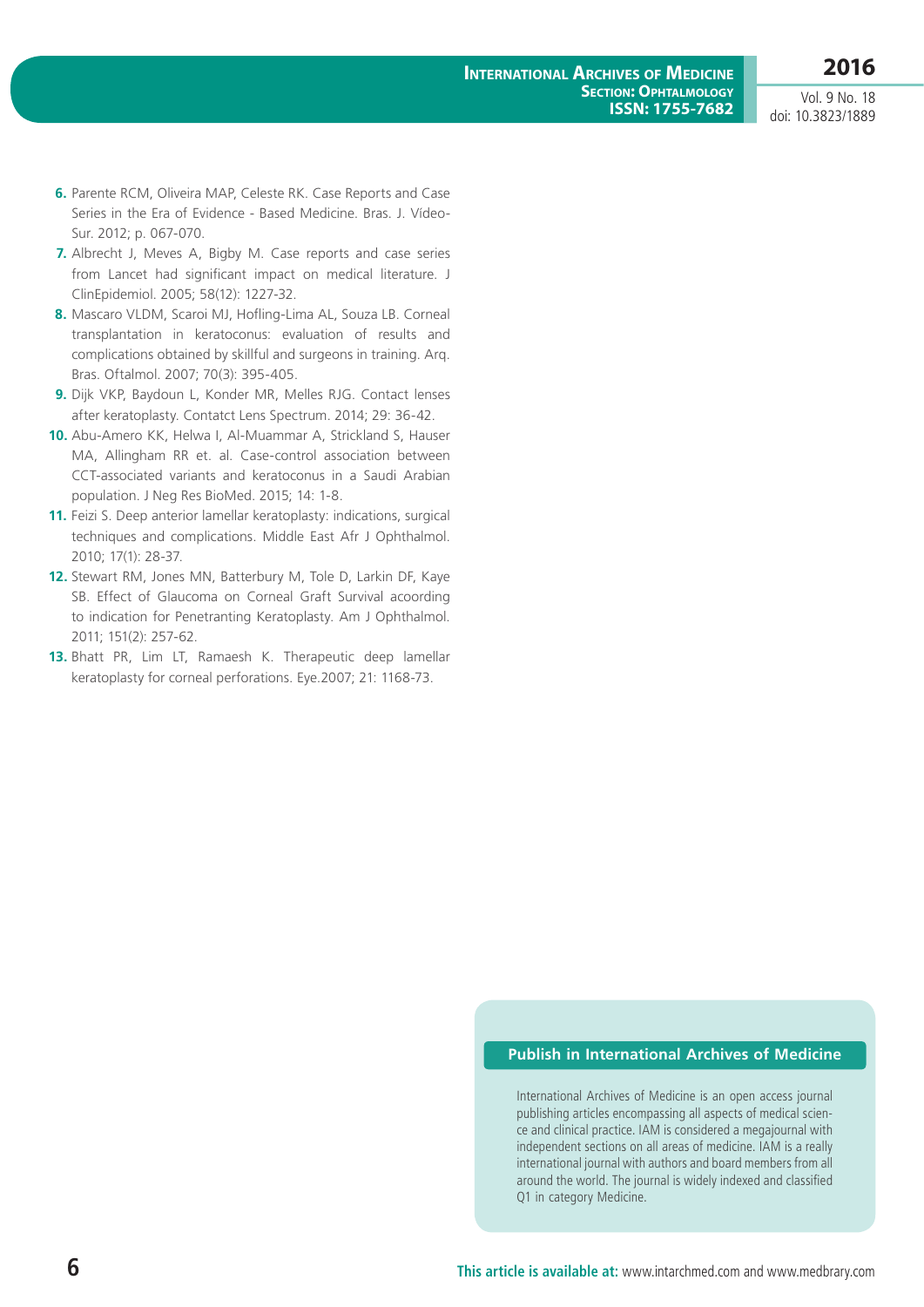6. Parente RCM, Oliveira MAP, Celeste RK. Case Reports and Case Series in the Era of Evidence - Based Medicine. Bras. J. Video-Sur. 2012; p. 067-070.
7. Albrecht J, Meves A, Bigby M. Case reports and case series from Lancet had significant impact on medical literature. J ClinEpidemiol. 2005; 58(12): 1227-32.
8. Mascaro VLDM, Scaroi MJ, Hofling-Lima AL, Souza LB. Corneal transplantation in keratoconus: evaluation of results and complications obtained by skillful and surgeons in training. Arq. Bras. Oftalmol. 2007; 70(3): 395-405.
9. Dijk VKP, Baydoun L, Konder MR, Melles RJG. Contact lenses after keratoplasty. Contatct Lens Spectrum. 2014; 29: 36-42.
10. Abu-Amero KK, Helwa I, Al-Muammar A, Strickland S, Hauser MA, Allingham RR et. al. Case-control association between CCT-associated variants and keratoconus in a Saudi Arabian population. J Neg Res BioMed. 2015; 14: 1-8.
11. Feizi S. Deep anterior lamellar keratoplasty: indications, surgical techniques and complications. Middle East Afr J Ophthalmol. 2010; 17(1): 28-37.
12. Stewart RM, Jones MN, Batterbury M, Tole D, Larkin DF, Kaye SB. Effect of Glaucoma on Corneal Graft Survival acoording to indication for Penetranting Keratoplasty. Am J Ophthalmol. 2011; 151(2): 257-62.
13. Bhatt PR, Lim LT, Ramaesh K. Therapeutic deep lamellar keratoplasty for corneal perforations. Eye.2007; 21: 1168-73.

**Publish in International Archives of Medicine**

International Archives of Medicine is an open access journal publishing articles encompassing all aspects of medical science and clinical practice. IAM is considered a megajournal with independent sections on all areas of medicine. IAM is a really international journal with authors and board members from all around the world. The journal is widely indexed and classified Q1 in category Medicine.